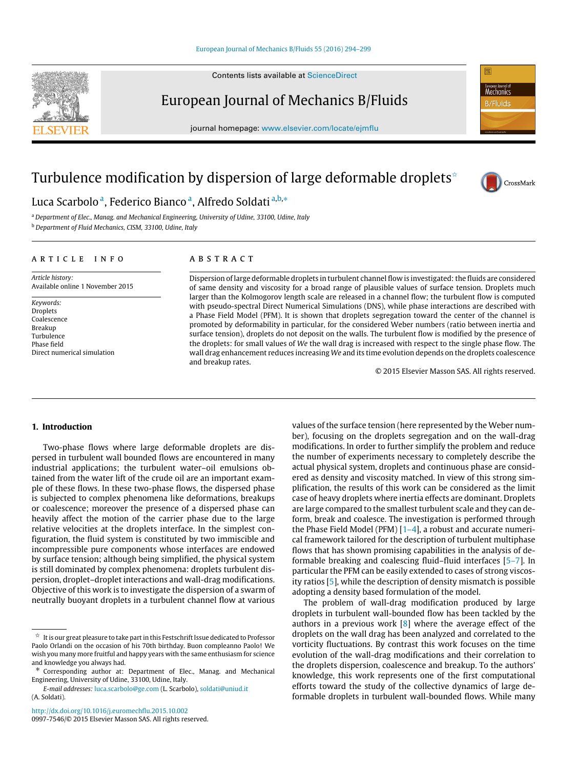# Turbulence modification by dispersion of large deformable droplets[☆]

Luca Scarbolo [a], Federico Bianco [a], Alfredo Soldati [a,b,*]

[a] Department of Elec., Manag. and Mechanical Engineering, University of Udine, 33100, Udine, Italy

[b] Department of Fluid Mechanics, CISM, 33100, Udine, Italy

## ARTICLE INFO

*Article history:*
Available online 1 November 2015

*Keywords:*
Droplets
Coalescence
Breakup
Turbulence
Phase field
Direct numerical simulation

## ABSTRACT

Dispersion of large deformable droplets in turbulent channel flow is investigated: the fluids are considered of same density and viscosity for a broad range of plausible values of surface tension. Droplets much larger than the Kolmogorov length scale are released in a channel flow; the turbulent flow is computed with pseudo-spectral Direct Numerical Simulations (DNS), while phase interactions are described with a Phase Field Model (PFM). It is shown that droplets segregation toward the center of the channel is promoted by deformability in particular, for the considered Weber numbers (ratio between inertia and surface tension), droplets do not deposit on the walls. The turbulent flow is modified by the presence of the droplets: for small values of *We* the wall drag is increased with respect to the single phase flow. The wall drag enhancement reduces increasing *We* and its time evolution depends on the droplets coalescence and breakup rates.

© 2015 Elsevier Masson SAS. All rights reserved.

## 1. Introduction

Two-phase flows where large deformable droplets are dispersed in turbulent wall bounded flows are encountered in many industrial applications; the turbulent water–oil emulsions obtained from the water lift of the crude oil are an important example of these flows. In these two-phase flows, the dispersed phase is subjected to complex phenomena like deformations, breakups or coalescence; moreover the presence of a dispersed phase can heavily affect the motion of the carrier phase due to the large relative velocities at the droplets interface. In the simplest configuration, the fluid system is constituted by two immiscible and incompressible pure components whose interfaces are endowed by surface tension; although being simplified, the physical system is still dominated by complex phenomena: droplets turbulent dispersion, droplet–droplet interactions and wall-drag modifications. Objective of this work is to investigate the dispersion of a swarm of neutrally buoyant droplets in a turbulent channel flow at various values of the surface tension (here represented by the Weber number), focusing on the droplets segregation and on the wall-drag modifications. In order to further simplify the problem and reduce the number of experiments necessary to completely describe the actual physical system, droplets and continuous phase are considered as density and viscosity matched. In view of this strong simplification, the results of this work can be considered as the limit case of heavy droplets where inertia effects are dominant. Droplets are large compared to the smallest turbulent scale and they can deform, break and coalesce. The investigation is performed through the Phase Field Model (PFM) [1–4], a robust and accurate numerical framework tailored for the description of turbulent multiphase flows that has shown promising capabilities in the analysis of deformable breaking and coalescing fluid–fluid interfaces [5–7]. In particular the PFM can be easily extended to cases of strong viscosity ratios [5], while the description of density mismatch is possible adopting a density based formulation of the model.

The problem of wall-drag modification produced by large droplets in turbulent wall-bounded flow has been tackled by the authors in a previous work [8] where the average effect of the droplets on the wall drag has been analyzed and correlated to the vorticity fluctuations. By contrast this work focuses on the time evolution of the wall-drag modifications and their correlation to the droplets dispersion, coalescence and breakup. To the authors' knowledge, this work represents one of the first computational efforts toward the study of the collective dynamics of large deformable droplets in turbulent wall-bounded flows. While many

---

☆ It is our great pleasure to take part in this Festschrift Issue dedicated to Professor Paolo Orlandi on the occasion of his 70th birthday. Buon compleanno Paolo! We wish you many more fruitful and happy years with the same enthusiasm for science and knowledge you always had.

\* Corresponding author at: Department of Elec., Manag. and Mechanical Engineering, University of Udine, 33100, Udine, Italy.

*E-mail addresses:* luca.scarbolo@ge.com (L. Scarbolo), soldati@uniud.it (A. Soldati).

http://dx.doi.org/10.1016/j.euromechflu.2015.10.002
0997-7546/© 2015 Elsevier Masson SAS. All rights reserved.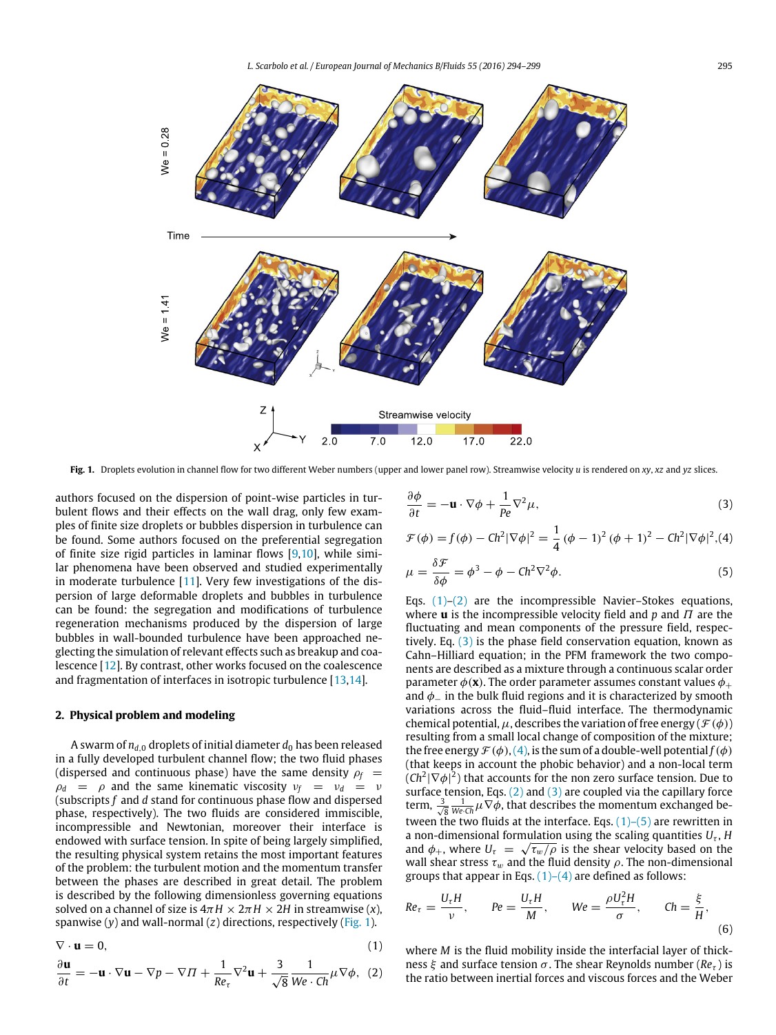**Fig. 1.** Droplets evolution in channel flow for two different Weber numbers (upper and lower panel row). Streamwise velocity $u$ is rendered on $xy$, $xz$ and $yz$ slices.

authors focused on the dispersion of point-wise particles in turbulent flows and their effects on the wall drag, only few examples of finite size droplets or bubbles dispersion in turbulence can be found. Some authors focused on the preferential segregation of finite size rigid particles in laminar flows [9,10], while similar phenomena have been observed and studied experimentally in moderate turbulence [11]. Very few investigations of the dispersion of large deformable droplets and bubbles in turbulence can be found: the segregation and modifications of turbulence regeneration mechanisms produced by the dispersion of large bubbles in wall-bounded turbulence have been approached neglecting the simulation of relevant effects such as breakup and coalescence [12]. By contrast, other works focused on the coalescence and fragmentation of interfaces in isotropic turbulence [13,14].

## 2. Physical problem and modeling

A swarm of $n_{d,0}$ droplets of initial diameter $d_0$ has been released in a fully developed turbulent channel flow; the two fluid phases (dispersed and continuous phase) have the same density $\rho_f = \rho_d = \rho$ and the same kinematic viscosity $\nu_f = \nu_d = \nu$ (subscripts $f$ and $d$ stand for continuous phase flow and dispersed phase, respectively). The two fluids are considered immiscible, incompressible and Newtonian, moreover their interface is endowed with surface tension. In spite of being largely simplified, the resulting physical system retains the most important features of the problem: the turbulent motion and the momentum transfer between the phases are described in great detail. The problem is described by the following dimensionless governing equations solved on a channel of size is $4\pi H \times 2\pi H \times 2H$ in streamwise ($x$), spanwise ($y$) and wall-normal ($z$) directions, respectively (Fig. 1).

$$\nabla \cdot \mathbf{u} = 0, \tag{1}$$

$$\frac{\partial \mathbf{u}}{\partial t} = -\mathbf{u} \cdot \nabla \mathbf{u} - \nabla p - \nabla \Pi + \frac{1}{Re_\tau} \nabla^2 \mathbf{u} + \frac{3}{\sqrt{8}} \frac{1}{We \cdot Ch} \mu \nabla \phi, \tag{2}$$

$$\frac{\partial \phi}{\partial t} = -\mathbf{u} \cdot \nabla \phi + \frac{1}{Pe} \nabla^2 \mu, \tag{3}$$

$$\mathcal{F}(\phi) = f(\phi) - Ch^2 |\nabla \phi|^2 = \frac{1}{4} (\phi - 1)^2 (\phi + 1)^2 - Ch^2 |\nabla \phi|^2, \tag{4}$$

$$\mu = \frac{\delta \mathcal{F}}{\delta \phi} = \phi^3 - \phi - Ch^2 \nabla^2 \phi. \tag{5}$$

Eqs. (1)–(2) are the incompressible Navier–Stokes equations, where $\mathbf{u}$ is the incompressible velocity field and $p$ and $\Pi$ are the fluctuating and mean components of the pressure field, respectively. Eq. (3) is the phase field conservation equation, known as Cahn–Hilliard equation; in the PFM framework the two components are described as a mixture through a continuous scalar order parameter $\phi(\mathbf{x})$. The order parameter assumes constant values $\phi_+$ and $\phi_-$ in the bulk fluid regions and it is characterized by smooth variations across the fluid–fluid interface. The thermodynamic chemical potential, $\mu$, describes the variation of free energy ($\mathcal{F}(\phi)$) resulting from a small local change of composition of the mixture; the free energy $\mathcal{F}(\phi)$, (4), is the sum of a double-well potential $f(\phi)$ (that keeps in account the phobic behavior) and a non-local term ($Ch^2|\nabla\phi|^2$) that accounts for the non zero surface tension. Due to surface tension, Eqs. (2) and (3) are coupled via the capillary force term, $\frac{3}{\sqrt{8}} \frac{1}{We \cdot Ch} \mu \nabla \phi$, that describes the momentum exchanged between the two fluids at the interface. Eqs. (1)–(5) are rewritten in a non-dimensional formulation using the scaling quantities $U_\tau$, $H$ and $\phi_+$, where $U_\tau = \sqrt{\tau_w / \rho}$ is the shear velocity based on the wall shear stress $\tau_w$ and the fluid density $\rho$. The non-dimensional groups that appear in Eqs. (1)–(4) are defined as follows:

$$Re_\tau = \frac{U_\tau H}{\nu}, \qquad Pe = \frac{U_\tau H}{M}, \qquad We = \frac{\rho U_\tau^2 H}{\sigma}, \qquad Ch = \frac{\xi}{H}, \tag{6}$$

where $M$ is the fluid mobility inside the interfacial layer of thickness $\xi$ and surface tension $\sigma$. The shear Reynolds number ($Re_\tau$) is the ratio between inertial forces and viscous forces and the Weber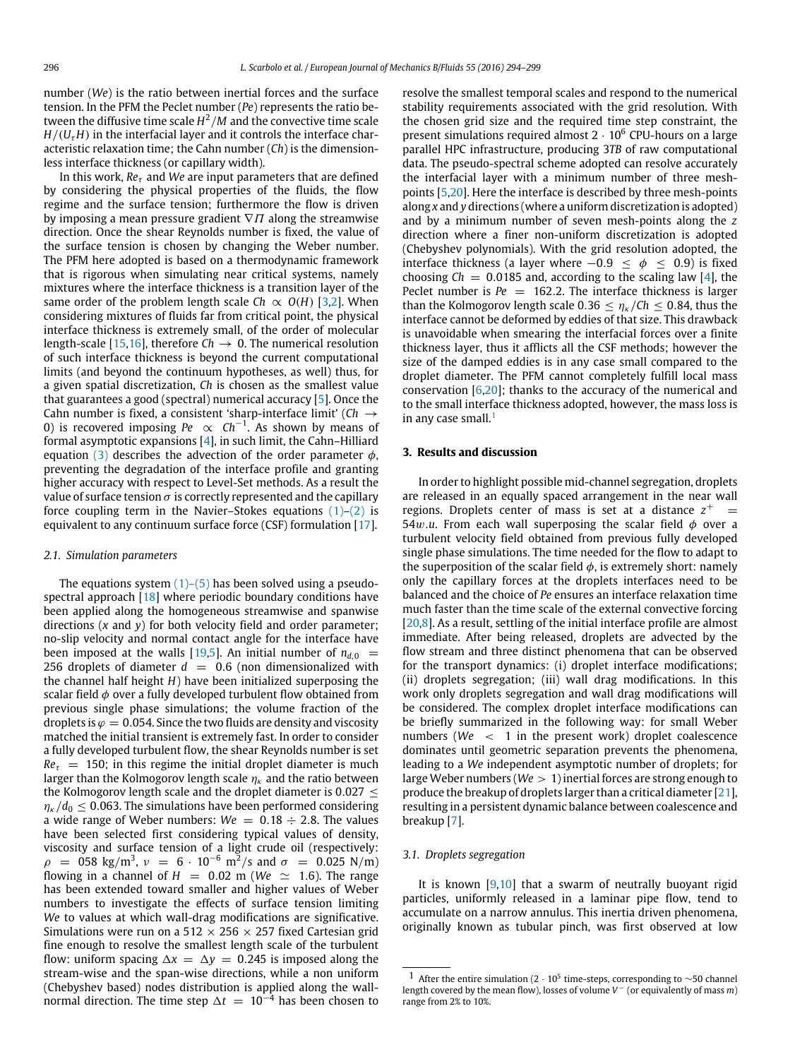number ($We$) is the ratio between inertial forces and the surface tension. In the PFM the Peclet number ($Pe$) represents the ratio between the diffusive time scale $H^2/M$ and the convective time scale $H/(U_\tau H)$ in the interfacial layer and it controls the interface characteristic relaxation time; the Cahn number ($Ch$) is the dimensionless interface thickness (or capillary width).

In this work, $Re_\tau$ and $We$ are input parameters that are defined by considering the physical properties of the fluids, the flow regime and the surface tension; furthermore the flow is driven by imposing a mean pressure gradient $\nabla\Pi$ along the streamwise direction. Once the shear Reynolds number is fixed, the value of the surface tension is chosen by changing the Weber number. The PFM here adopted is based on a thermodynamic framework that is rigorous when simulating near critical systems, namely mixtures where the interface thickness is a transition layer of the same order of the problem length scale $Ch \propto O(H)$ [3,2]. When considering mixtures of fluids far from critical point, the physical interface thickness is extremely small, of the order of molecular length-scale [15,16], therefore $Ch \to 0$. The numerical resolution of such interface thickness is beyond the current computational limits (and beyond the continuum hypotheses, as well) thus, for a given spatial discretization, $Ch$ is chosen as the smallest value that guarantees a good (spectral) numerical accuracy [5]. Once the Cahn number is fixed, a consistent 'sharp-interface limit' ($Ch \to 0$) is recovered imposing $Pe \propto Ch^{-1}$. As shown by means of formal asymptotic expansions [4], in such limit, the Cahn–Hilliard equation (3) describes the advection of the order parameter $\phi$, preventing the degradation of the interface profile and granting higher accuracy with respect to Level-Set methods. As a result the value of surface tension $\sigma$ is correctly represented and the capillary force coupling term in the Navier–Stokes equations (1)–(2) is equivalent to any continuum surface force (CSF) formulation [17].

### 2.1. Simulation parameters

The equations system (1)–(5) has been solved using a pseudo-spectral approach [18] where periodic boundary conditions have been applied along the homogeneous streamwise and spanwise directions ($x$ and $y$) for both velocity field and order parameter; no-slip velocity and normal contact angle for the interface have been imposed at the walls [19,5]. An initial number of $n_{d,0} = 256$ droplets of diameter $d = 0.6$ (non dimensionalized with the channel half height $H$) have been initialized superposing the scalar field $\phi$ over a fully developed turbulent flow obtained from previous single phase simulations; the volume fraction of the droplets is $\varphi = 0.054$. Since the two fluids are density and viscosity matched the initial transient is extremely fast. In order to consider a fully developed turbulent flow, the shear Reynolds number is set $Re_\tau = 150$; in this regime the initial droplet diameter is much larger than the Kolmogorov length scale $\eta_\kappa$ and the ratio between the Kolmogorov length scale and the droplet diameter is $0.027 \leq \eta_\kappa/d_0 \leq 0.063$. The simulations have been performed considering a wide range of Weber numbers: $We = 0.18 \div 2.8$. The values have been selected first considering typical values of density, viscosity and surface tension of a light crude oil (respectively: $\rho = 058$ kg/m$^3$, $\nu = 6 \cdot 10^{-6}$ m$^2$/s and $\sigma = 0.025$ N/m) flowing in a channel of $H = 0.02$ m ($We \simeq 1.6$). The range has been extended toward smaller and higher values of Weber numbers to investigate the effects of surface tension limiting $We$ to values at which wall-drag modifications are significative. Simulations were run on a $512 \times 256 \times 257$ fixed Cartesian grid fine enough to resolve the smallest length scale of the turbulent flow: uniform spacing $\Delta x = \Delta y = 0.245$ is imposed along the stream-wise and the span-wise directions, while a non uniform (Chebyshev based) nodes distribution is applied along the wall-normal direction. The time step $\Delta t = 10^{-4}$ has been chosen to resolve the smallest temporal scales and respond to the numerical stability requirements associated with the grid resolution. With the chosen grid size and the required time step constraint, the present simulations required almost $2 \cdot 10^6$ CPU-hours on a large parallel HPC infrastructure, producing 3$TB$ of raw computational data. The pseudo-spectral scheme adopted can resolve accurately the interfacial layer with a minimum number of three mesh-points [5,20]. Here the interface is described by three mesh-points along $x$ and $y$ directions (where a uniform discretization is adopted) and by a minimum number of seven mesh-points along the $z$ direction where a finer non-uniform discretization is adopted (Chebyshev polynomials). With the grid resolution adopted, the interface thickness (a layer where $-0.9 \leq \phi \leq 0.9$) is fixed choosing $Ch = 0.0185$ and, according to the scaling law [4], the Peclet number is $Pe = 162.2$. The interface thickness is larger than the Kolmogorov length scale $0.36 \leq \eta_\kappa/Ch \leq 0.84$, thus the interface cannot be deformed by eddies of that size. This drawback is unavoidable when smearing the interfacial forces over a finite thickness layer, thus it afflicts all the CSF methods; however the size of the damped eddies is in any case small compared to the droplet diameter. The PFM cannot completely fulfill local mass conservation [6,20]; thanks to the accuracy of the numerical and to the small interface thickness adopted, however, the mass loss is in any case small.[1]

## 3. Results and discussion

In order to highlight possible mid-channel segregation, droplets are released in an equally spaced arrangement in the near wall regions. Droplets center of mass is set at a distance $z^+ = 54 w.u.$ From each wall superposing the scalar field $\phi$ over a turbulent velocity field obtained from previous fully developed single phase simulations. The time needed for the flow to adapt to the superposition of the scalar field $\phi$, is extremely short: namely only the capillary forces at the droplets interfaces need to be balanced and the choice of $Pe$ ensures an interface relaxation time much faster than the time scale of the external convective forcing [20,8]. As a result, settling of the initial interface profile are almost immediate. After being released, droplets are advected by the flow stream and three distinct phenomena that can be observed for the transport dynamics: (i) droplet interface modifications; (ii) droplets segregation; (iii) wall drag modifications. In this work only droplets segregation and wall drag modifications will be considered. The complex droplet interface modifications can be briefly summarized in the following way: for small Weber numbers ($We < 1$ in the present work) droplet coalescence dominates until geometric separation prevents the phenomena, leading to a $We$ independent asymptotic number of droplets; for large Weber numbers ($We > 1$) inertial forces are strong enough to produce the breakup of droplets larger than a critical diameter [21], resulting in a persistent dynamic balance between coalescence and breakup [7].

### 3.1. Droplets segregation

It is known [9,10] that a swarm of neutrally buoyant rigid particles, uniformly released in a laminar pipe flow, tend to accumulate on a narrow annulus. This inertia driven phenomena, originally known as tubular pinch, was first observed at low

[1] After the entire simulation ($2 \cdot 10^5$ time-steps, corresponding to ~50 channel length covered by the mean flow), losses of volume $V^-$ (or equivalently of mass $m$) range from 2% to 10%.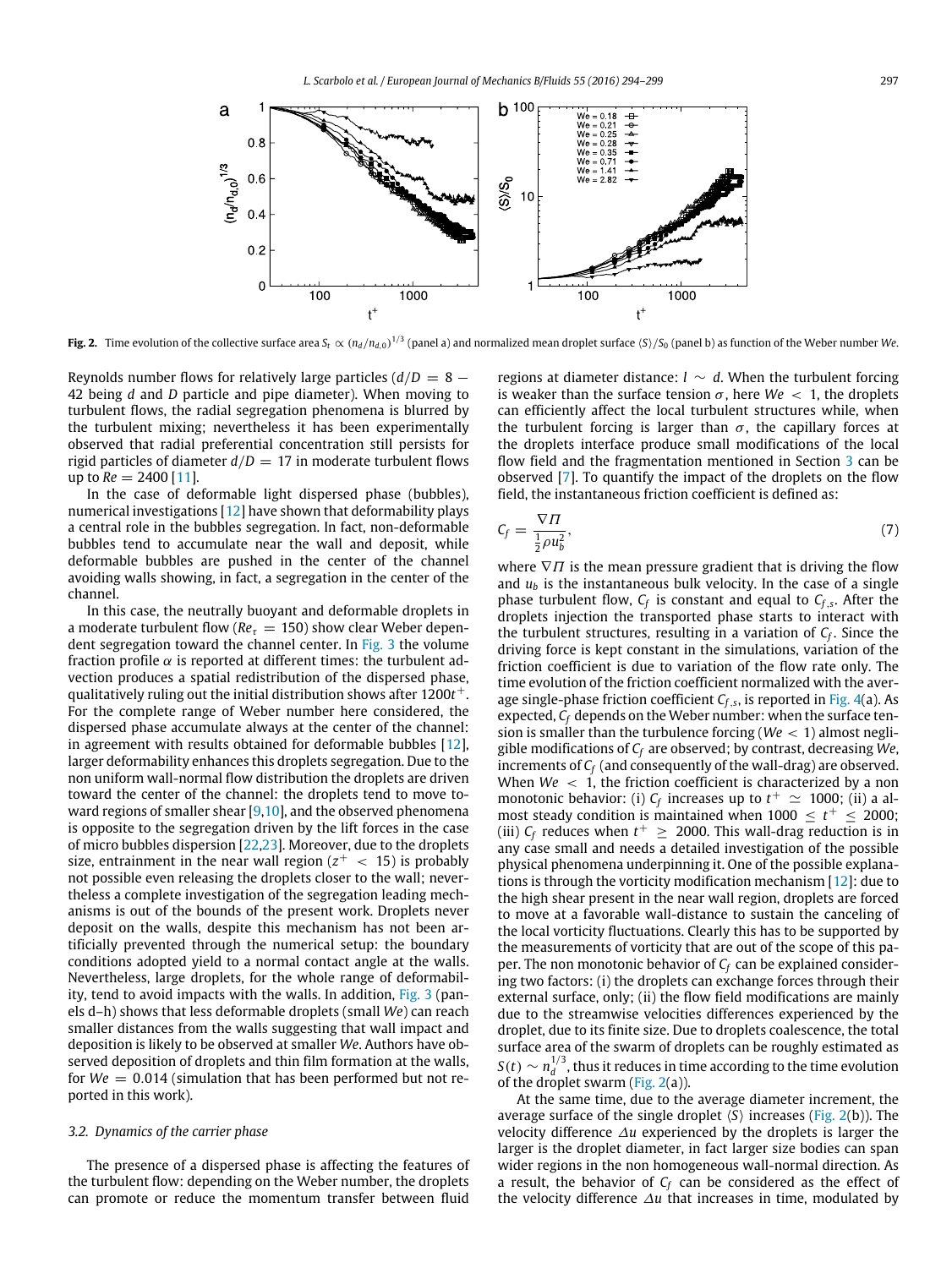Fig. 2. Time evolution of the collective surface area $S_t \propto (n_d/n_{d,0})^{1/3}$ (panel a) and normalized mean droplet surface $\langle S \rangle / S_0$ (panel b) as function of the Weber number $We$.

Reynolds number flows for relatively large particles ($d/D = 8 - 42$ being $d$ and $D$ particle and pipe diameter). When moving to turbulent flows, the radial segregation phenomena is blurred by the turbulent mixing; nevertheless it has been experimentally observed that radial preferential concentration still persists for rigid particles of diameter $d/D = 17$ in moderate turbulent flows up to $Re = 2400$ [11].

In the case of deformable light dispersed phase (bubbles), numerical investigations [12] have shown that deformability plays a central role in the bubbles segregation. In fact, non-deformable bubbles tend to accumulate near the wall and deposit, while deformable bubbles are pushed in the center of the channel avoiding walls showing, in fact, a segregation in the center of the channel.

In this case, the neutrally buoyant and deformable droplets in a moderate turbulent flow ($Re_\tau = 150$) show clear Weber dependent segregation toward the channel center. In Fig. 3 the volume fraction profile $\alpha$ is reported at different times: the turbulent advection produces a spatial redistribution of the dispersed phase, qualitatively ruling out the initial distribution shows after $1200t^+$. For the complete range of Weber number here considered, the dispersed phase accumulate always at the center of the channel: in agreement with results obtained for deformable bubbles [12], larger deformability enhances this droplets segregation. Due to the non uniform wall-normal flow distribution the droplets are driven toward the center of the channel: the droplets tend to move toward regions of smaller shear [9,10], and the observed phenomena is opposite to the segregation driven by the lift forces in the case of micro bubbles dispersion [22,23]. Moreover, due to the droplets size, entrainment in the near wall region ($z^+ < 15$) is probably not possible even releasing the droplets closer to the wall; nevertheless a complete investigation of the segregation leading mechanisms is out of the bounds of the present work. Droplets never deposit on the walls, despite this mechanism has not been artificially prevented through the numerical setup: the boundary conditions adopted yield to a normal contact angle at the walls. Nevertheless, large droplets, for the whole range of deformability, tend to avoid impacts with the walls. In addition, Fig. 3 (panels d–h) shows that less deformable droplets (small $We$) can reach smaller distances from the walls suggesting that wall impact and deposition is likely to be observed at smaller $We$. Authors have observed deposition of droplets and thin film formation at the walls, for $We = 0.014$ (simulation that has been performed but not reported in this work).

### 3.2. Dynamics of the carrier phase

The presence of a dispersed phase is affecting the features of the turbulent flow: depending on the Weber number, the droplets can promote or reduce the momentum transfer between fluid regions at diameter distance: $l \sim d$. When the turbulent forcing is weaker than the surface tension $\sigma$, here $We < 1$, the droplets can efficiently affect the local turbulent structures while, when the turbulent forcing is larger than $\sigma$, the capillary forces at the droplets interface produce small modifications of the local flow field and the fragmentation mentioned in Section 3 can be observed [7]. To quantify the impact of the droplets on the flow field, the instantaneous friction coefficient is defined as:

$$C_f = \frac{\nabla \Pi}{\frac{1}{2}\rho u_b^2}, \tag{7}$$

where $\nabla \Pi$ is the mean pressure gradient that is driving the flow and $u_b$ is the instantaneous bulk velocity. In the case of a single phase turbulent flow, $C_f$ is constant and equal to $C_{f,s}$. After the droplets injection the transported phase starts to interact with the turbulent structures, resulting in a variation of $C_f$. Since the driving force is kept constant in the simulations, variation of the friction coefficient is due to variation of the flow rate only. The time evolution of the friction coefficient normalized with the average single-phase friction coefficient $C_{f,s}$, is reported in Fig. 4(a). As expected, $C_f$ depends on the Weber number: when the surface tension is smaller than the turbulence forcing ($We < 1$) almost negligible modifications of $C_f$ are observed; by contrast, decreasing $We$, increments of $C_f$ (and consequently of the wall-drag) are observed. When $We < 1$, the friction coefficient is characterized by a non monotonic behavior: (i) $C_f$ increases up to $t^+ \simeq 1000$; (ii) a almost steady condition is maintained when $1000 \le t^+ \le 2000$; (iii) $C_f$ reduces when $t^+ \ge 2000$. This wall-drag reduction is in any case small and needs a detailed investigation of the possible physical phenomena underpinning it. One of the possible explanations is through the vorticity modification mechanism [12]: due to the high shear present in the near wall region, droplets are forced to move at a favorable wall-distance to sustain the canceling of the local vorticity fluctuations. Clearly this has to be supported by the measurements of vorticity that are out of the scope of this paper. The non monotonic behavior of $C_f$ can be explained considering two factors: (i) the droplets can exchange forces through their external surface, only; (ii) the flow field modifications are mainly due to the streamwise velocities differences experienced by the droplet, due to its finite size. Due to droplets coalescence, the total surface area of the swarm of droplets can be roughly estimated as $S(t) \sim n_d^{1/3}$, thus it reduces in time according to the time evolution of the droplet swarm (Fig. 2(a)).

At the same time, due to the average diameter increment, the average surface of the single droplet $\langle S \rangle$ increases (Fig. 2(b)). The velocity difference $\Delta u$ experienced by the droplets is larger the larger is the droplet diameter, in fact larger size bodies can span wider regions in the non homogeneous wall-normal direction. As a result, the behavior of $C_f$ can be considered as the effect of the velocity difference $\Delta u$ that increases in time, modulated by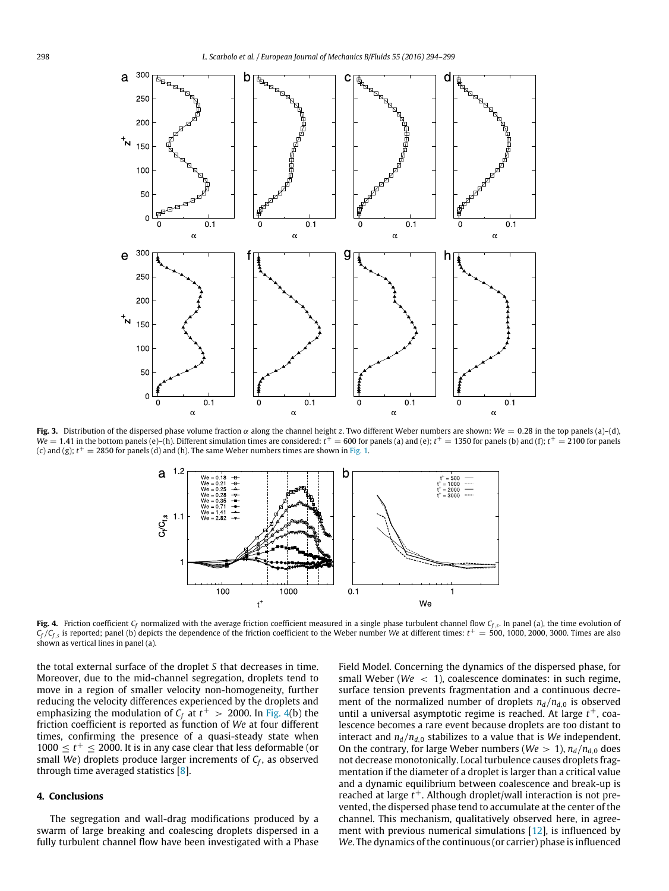**Fig. 3.** Distribution of the dispersed phase volume fraction $\alpha$ along the channel height $z$. Two different Weber numbers are shown: $We = 0.28$ in the top panels (a)–(d), $We = 1.41$ in the bottom panels (e)–(h). Different simulation times are considered: $t^+ = 600$ for panels (a) and (e); $t^+ = 1350$ for panels (b) and (f); $t^+ = 2100$ for panels (c) and (g); $t^+ = 2850$ for panels (d) and (h). The same Weber numbers times are shown in Fig. 1.

**Fig. 4.** Friction coefficient $C_f$ normalized with the average friction coefficient measured in a single phase turbulent channel flow $C_{f,s}$. In panel (a), the time evolution of $C_f/C_{f,s}$ is reported; panel (b) depicts the dependence of the friction coefficient to the Weber number $We$ at different times: $t^+ = 500, 1000, 2000, 3000$. Times are also shown as vertical lines in panel (a).

the total external surface of the droplet $S$ that decreases in time. Moreover, due to the mid-channel segregation, droplets tend to move in a region of smaller velocity non-homogeneity, further reducing the velocity differences experienced by the droplets and emphasizing the modulation of $C_f$ at $t^+ > 2000$. In Fig. 4(b) the friction coefficient is reported as function of $We$ at four different times, confirming the presence of a quasi-steady state when $1000 \leq t^+ \leq 2000$. It is in any case clear that less deformable (or small $We$) droplets produce larger increments of $C_f$, as observed through time averaged statistics [8].

## 4. Conclusions

The segregation and wall-drag modifications produced by a swarm of large breaking and coalescing droplets dispersed in a fully turbulent channel flow have been investigated with a Phase Field Model. Concerning the dynamics of the dispersed phase, for small Weber ($We < 1$), coalescence dominates: in such regime, surface tension prevents fragmentation and a continuous decrement of the normalized number of droplets $n_d/n_{d,0}$ is observed until a universal asymptotic regime is reached. At large $t^+$, coalescence becomes a rare event because droplets are too distant to interact and $n_d/n_{d,0}$ stabilizes to a value that is $We$ independent. On the contrary, for large Weber numbers ($We > 1$), $n_d/n_{d,0}$ does not decrease monotonically. Local turbulence causes droplets fragmentation if the diameter of a droplet is larger than a critical value and a dynamic equilibrium between coalescence and break-up is reached at large $t^+$. Although droplet/wall interaction is not prevented, the dispersed phase tend to accumulate at the center of the channel. This mechanism, qualitatively observed here, in agreement with previous numerical simulations [12], is influenced by $We$. The dynamics of the continuous (or carrier) phase is influenced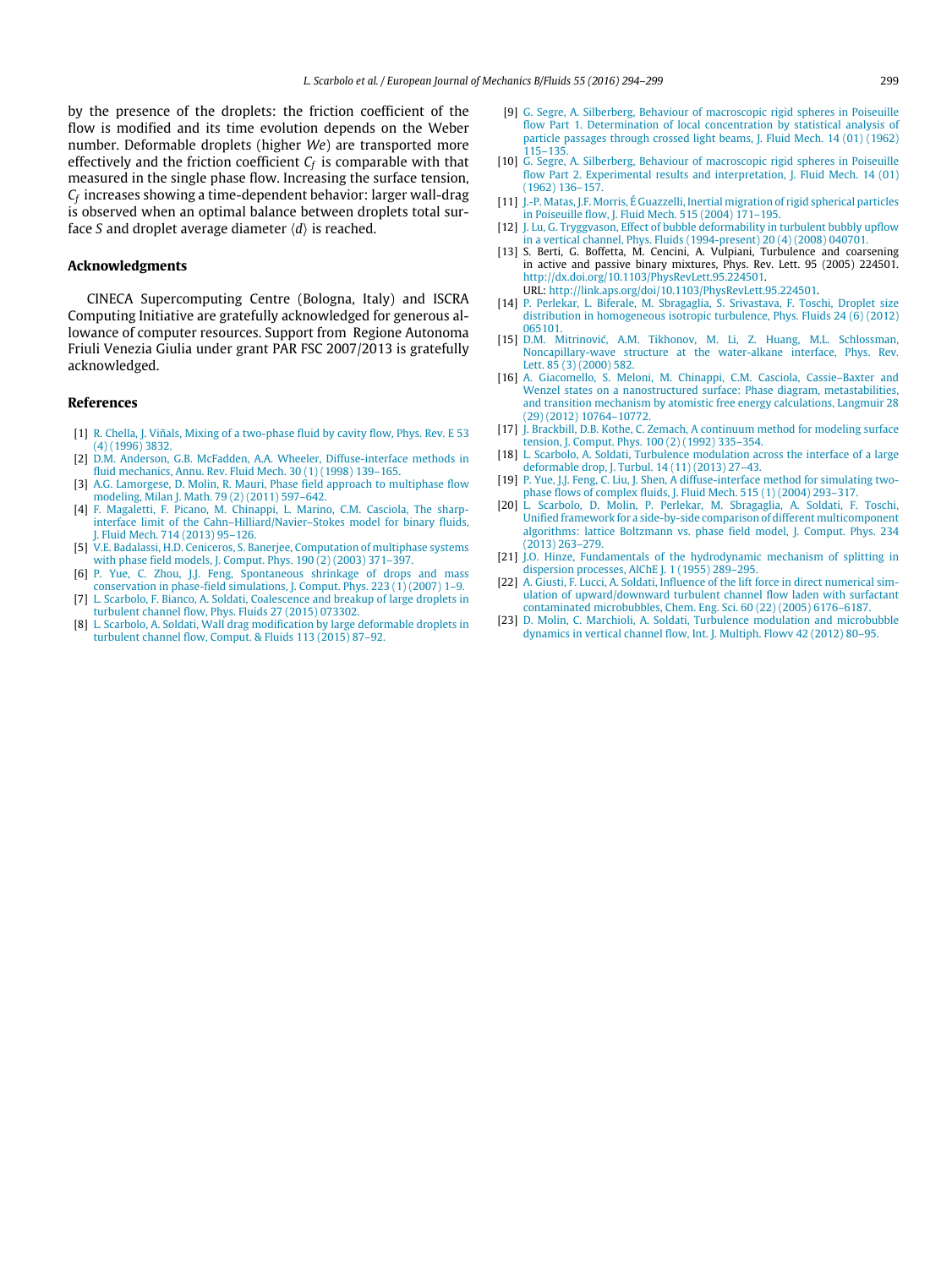by the presence of the droplets: the friction coefficient of the flow is modified and its time evolution depends on the Weber number. Deformable droplets (higher $We$) are transported more effectively and the friction coefficient $C_f$ is comparable with that measured in the single phase flow. Increasing the surface tension, $C_f$ increases showing a time-dependent behavior: larger wall-drag is observed when an optimal balance between droplets total surface $S$ and droplet average diameter $\langle d \rangle$ is reached.

## Acknowledgments

CINECA Supercomputing Centre (Bologna, Italy) and ISCRA Computing Initiative are gratefully acknowledged for generous allowance of computer resources. Support from Regione Autonoma Friuli Venezia Giulia under grant PAR FSC 2007/2013 is gratefully acknowledged.

## References

[1] R. Chella, J. Viñals, Mixing of a two-phase fluid by cavity flow, Phys. Rev. E 53 (4) (1996) 3832.
[2] D.M. Anderson, G.B. McFadden, A.A. Wheeler, Diffuse-interface methods in fluid mechanics, Annu. Rev. Fluid Mech. 30 (1) (1998) 139–165.
[3] A.G. Lamorgese, D. Molin, R. Mauri, Phase field approach to multiphase flow modeling, Milan J. Math. 79 (2) (2011) 597–642.
[4] F. Magaletti, F. Picano, M. Chinappi, L. Marino, C.M. Casciola, The sharp-interface limit of the Cahn–Hilliard/Navier–Stokes model for binary fluids, J. Fluid Mech. 714 (2013) 95–126.
[5] V.E. Badalassi, H.D. Ceniceros, S. Banerjee, Computation of multiphase systems with phase field models, J. Comput. Phys. 190 (2) (2003) 371–397.
[6] P. Yue, C. Zhou, J.J. Feng, Spontaneous shrinkage of drops and mass conservation in phase-field simulations, J. Comput. Phys. 223 (1) (2007) 1–9.
[7] L. Scarbolo, F. Bianco, A. Soldati, Coalescence and breakup of large droplets in turbulent channel flow, Phys. Fluids 27 (2015) 073302.
[8] L. Scarbolo, A. Soldati, Wall drag modification by large deformable droplets in turbulent channel flow, Comput. & Fluids 113 (2015) 87–92.
[9] G. Segre, A. Silberberg, Behaviour of macroscopic rigid spheres in Poiseuille flow Part 1. Determination of local concentration by statistical analysis of particle passages through crossed light beams, J. Fluid Mech. 14 (01) (1962) 115–135.
[10] G. Segre, A. Silberberg, Behaviour of macroscopic rigid spheres in Poiseuille flow Part 2. Experimental results and interpretation, J. Fluid Mech. 14 (01) (1962) 136–157.
[11] J.-P. Matas, J.F. Morris, É Guazzelli, Inertial migration of rigid spherical particles in Poiseuille flow, J. Fluid Mech. 515 (2004) 171–195.
[12] J. Lu, G. Tryggvason, Effect of bubble deformability in turbulent bubbly upflow in a vertical channel, Phys. Fluids (1994-present) 20 (4) (2008) 040701.
[13] S. Berti, G. Boffetta, M. Cencini, A. Vulpiani, Turbulence and coarsening in active and passive binary mixtures, Phys. Rev. Lett. 95 (2005) 224501. http://dx.doi.org/10.1103/PhysRevLett.95.224501. URL: http://link.aps.org/doi/10.1103/PhysRevLett.95.224501.
[14] P. Perlekar, L. Biferale, M. Sbragaglia, S. Srivastava, F. Toschi, Droplet size distribution in homogeneous isotropic turbulence, Phys. Fluids 24 (6) (2012) 065101.
[15] D.M. Mitrinović, A.M. Tikhonov, M. Li, Z. Huang, M.L. Schlossman, Noncapillary-wave structure at the water-alkane interface, Phys. Rev. Lett. 85 (3) (2000) 582.
[16] A. Giacomello, S. Meloni, M. Chinappi, C.M. Casciola, Cassie–Baxter and Wenzel states on a nanostructured surface: Phase diagram, metastabilities, and transition mechanism by atomistic free energy calculations, Langmuir 28 (29) (2012) 10764–10772.
[17] J. Brackbill, D.B. Kothe, C. Zemach, A continuum method for modeling surface tension, J. Comput. Phys. 100 (2) (1992) 335–354.
[18] L. Scarbolo, A. Soldati, Turbulence modulation across the interface of a large deformable drop, J. Turbul. 14 (11) (2013) 27–43.
[19] P. Yue, J.J. Feng, C. Liu, J. Shen, A diffuse-interface method for simulating two-phase flows of complex fluids, J. Fluid Mech. 515 (1) (2004) 293–317.
[20] L. Scarbolo, D. Molin, P. Perlekar, M. Sbragaglia, A. Soldati, F. Toschi, Unified framework for a side-by-side comparison of different multicomponent algorithms: lattice Boltzmann vs. phase field model, J. Comput. Phys. 234 (2013) 263–279.
[21] J.O. Hinze, Fundamentals of the hydrodynamic mechanism of splitting in dispersion processes, AIChE J. 1 (1955) 289–295.
[22] A. Giusti, F. Lucci, A. Soldati, Influence of the lift force in direct numerical simulation of upward/downward turbulent channel flow laden with surfactant contaminated microbubbles, Chem. Eng. Sci. 60 (22) (2005) 6176–6187.
[23] D. Molin, C. Marchioli, A. Soldati, Turbulence modulation and microbubble dynamics in vertical channel flow, Int. J. Multiph. Flowv 42 (2012) 80–95.